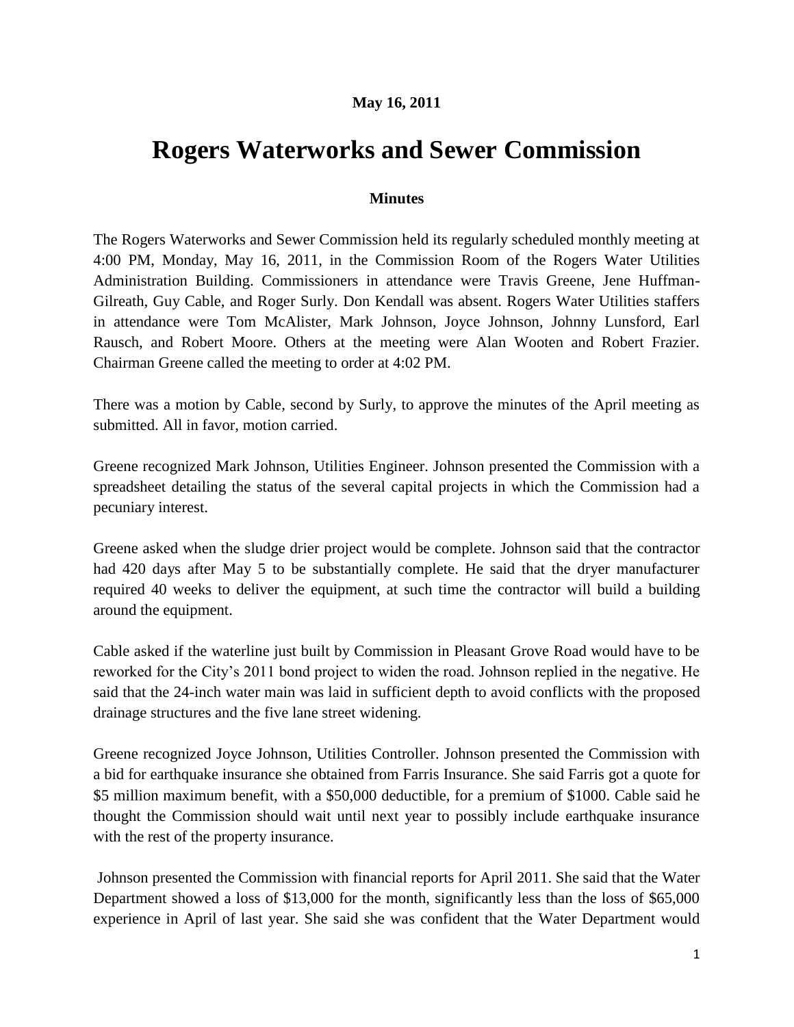**May 16, 2011**

# Rogers Waterworks and Sewer Commission

**Minutes**

The Rogers Waterworks and Sewer Commission held its regularly scheduled monthly meeting at 4:00 PM, Monday, May 16, 2011, in the Commission Room of the Rogers Water Utilities Administration Building. Commissioners in attendance were Travis Greene, Jene Huffman-Gilreath, Guy Cable, and Roger Surly. Don Kendall was absent. Rogers Water Utilities staffers in attendance were Tom McAlister, Mark Johnson, Joyce Johnson, Johnny Lunsford, Earl Rausch, and Robert Moore. Others at the meeting were Alan Wooten and Robert Frazier. Chairman Greene called the meeting to order at 4:02 PM.

There was a motion by Cable, second by Surly, to approve the minutes of the April meeting as submitted. All in favor, motion carried.

Greene recognized Mark Johnson, Utilities Engineer. Johnson presented the Commission with a spreadsheet detailing the status of the several capital projects in which the Commission had a pecuniary interest.

Greene asked when the sludge drier project would be complete. Johnson said that the contractor had 420 days after May 5 to be substantially complete. He said that the dryer manufacturer required 40 weeks to deliver the equipment, at such time the contractor will build a building around the equipment.

Cable asked if the waterline just built by Commission in Pleasant Grove Road would have to be reworked for the City's 2011 bond project to widen the road. Johnson replied in the negative. He said that the 24-inch water main was laid in sufficient depth to avoid conflicts with the proposed drainage structures and the five lane street widening.

Greene recognized Joyce Johnson, Utilities Controller. Johnson presented the Commission with a bid for earthquake insurance she obtained from Farris Insurance. She said Farris got a quote for $5 million maximum benefit, with a $50,000 deductible, for a premium of $1000. Cable said he thought the Commission should wait until next year to possibly include earthquake insurance with the rest of the property insurance.

Johnson presented the Commission with financial reports for April 2011. She said that the Water Department showed a loss of $13,000 for the month, significantly less than the loss of $65,000 experience in April of last year. She said she was confident that the Water Department would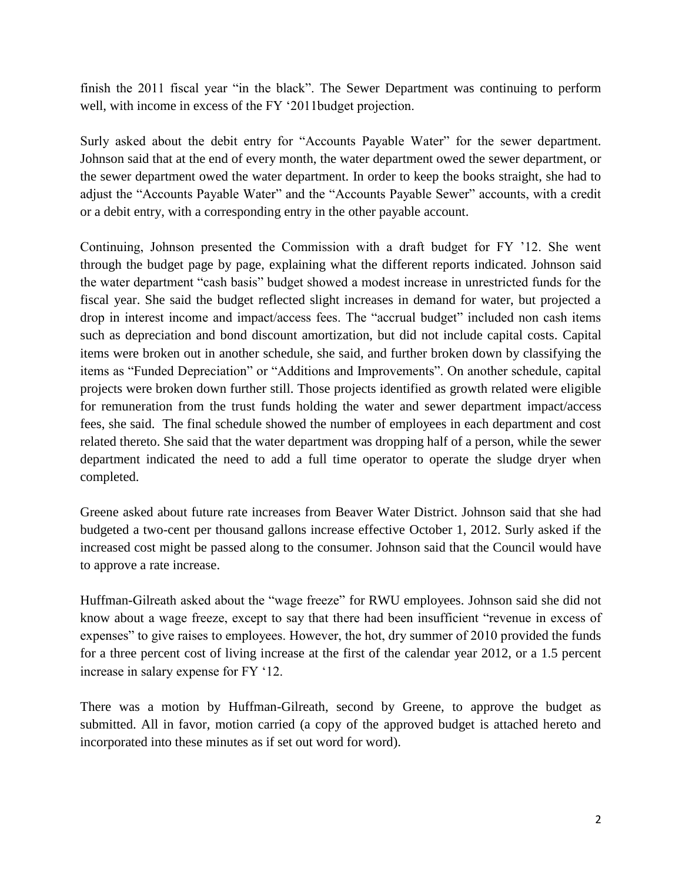finish the 2011 fiscal year "in the black". The Sewer Department was continuing to perform well, with income in excess of the FY '2011budget projection.

Surly asked about the debit entry for "Accounts Payable Water" for the sewer department. Johnson said that at the end of every month, the water department owed the sewer department, or the sewer department owed the water department. In order to keep the books straight, she had to adjust the "Accounts Payable Water" and the "Accounts Payable Sewer" accounts, with a credit or a debit entry, with a corresponding entry in the other payable account.

Continuing, Johnson presented the Commission with a draft budget for FY '12. She went through the budget page by page, explaining what the different reports indicated. Johnson said the water department "cash basis" budget showed a modest increase in unrestricted funds for the fiscal year. She said the budget reflected slight increases in demand for water, but projected a drop in interest income and impact/access fees. The "accrual budget" included non cash items such as depreciation and bond discount amortization, but did not include capital costs. Capital items were broken out in another schedule, she said, and further broken down by classifying the items as "Funded Depreciation" or "Additions and Improvements". On another schedule, capital projects were broken down further still. Those projects identified as growth related were eligible for remuneration from the trust funds holding the water and sewer department impact/access fees, she said. The final schedule showed the number of employees in each department and cost related thereto. She said that the water department was dropping half of a person, while the sewer department indicated the need to add a full time operator to operate the sludge dryer when completed.

Greene asked about future rate increases from Beaver Water District. Johnson said that she had budgeted a two-cent per thousand gallons increase effective October 1, 2012. Surly asked if the increased cost might be passed along to the consumer. Johnson said that the Council would have to approve a rate increase.

Huffman-Gilreath asked about the "wage freeze" for RWU employees. Johnson said she did not know about a wage freeze, except to say that there had been insufficient "revenue in excess of expenses" to give raises to employees. However, the hot, dry summer of 2010 provided the funds for a three percent cost of living increase at the first of the calendar year 2012, or a 1.5 percent increase in salary expense for FY '12.

There was a motion by Huffman-Gilreath, second by Greene, to approve the budget as submitted. All in favor, motion carried (a copy of the approved budget is attached hereto and incorporated into these minutes as if set out word for word).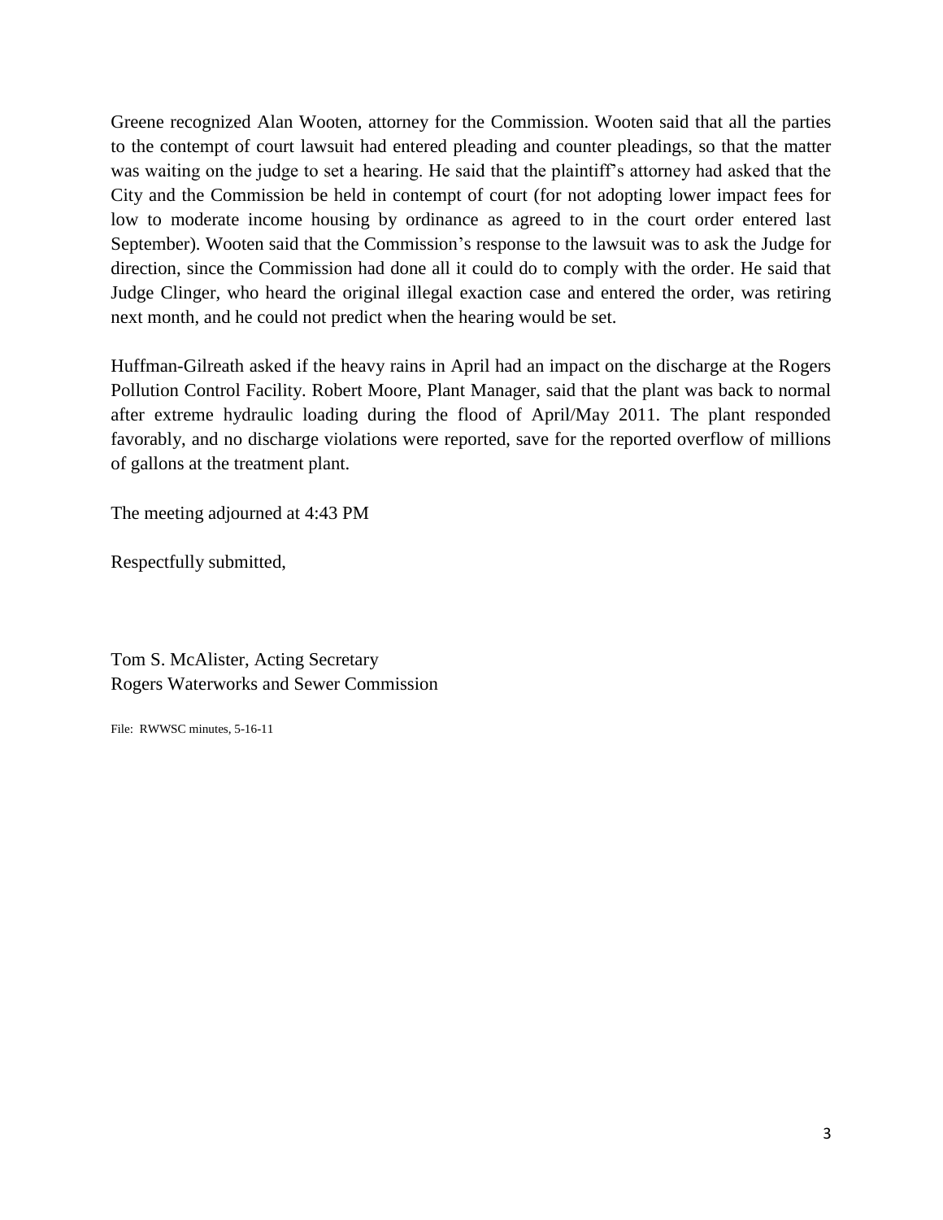Greene recognized Alan Wooten, attorney for the Commission. Wooten said that all the parties to the contempt of court lawsuit had entered pleading and counter pleadings, so that the matter was waiting on the judge to set a hearing. He said that the plaintiff's attorney had asked that the City and the Commission be held in contempt of court (for not adopting lower impact fees for low to moderate income housing by ordinance as agreed to in the court order entered last September). Wooten said that the Commission's response to the lawsuit was to ask the Judge for direction, since the Commission had done all it could do to comply with the order. He said that Judge Clinger, who heard the original illegal exaction case and entered the order, was retiring next month, and he could not predict when the hearing would be set.

Huffman-Gilreath asked if the heavy rains in April had an impact on the discharge at the Rogers Pollution Control Facility. Robert Moore, Plant Manager, said that the plant was back to normal after extreme hydraulic loading during the flood of April/May 2011. The plant responded favorably, and no discharge violations were reported, save for the reported overflow of millions of gallons at the treatment plant.

The meeting adjourned at 4:43 PM

Respectfully submitted,

Tom S. McAlister, Acting Secretary
Rogers Waterworks and Sewer Commission

File: RWWSC minutes, 5-16-11